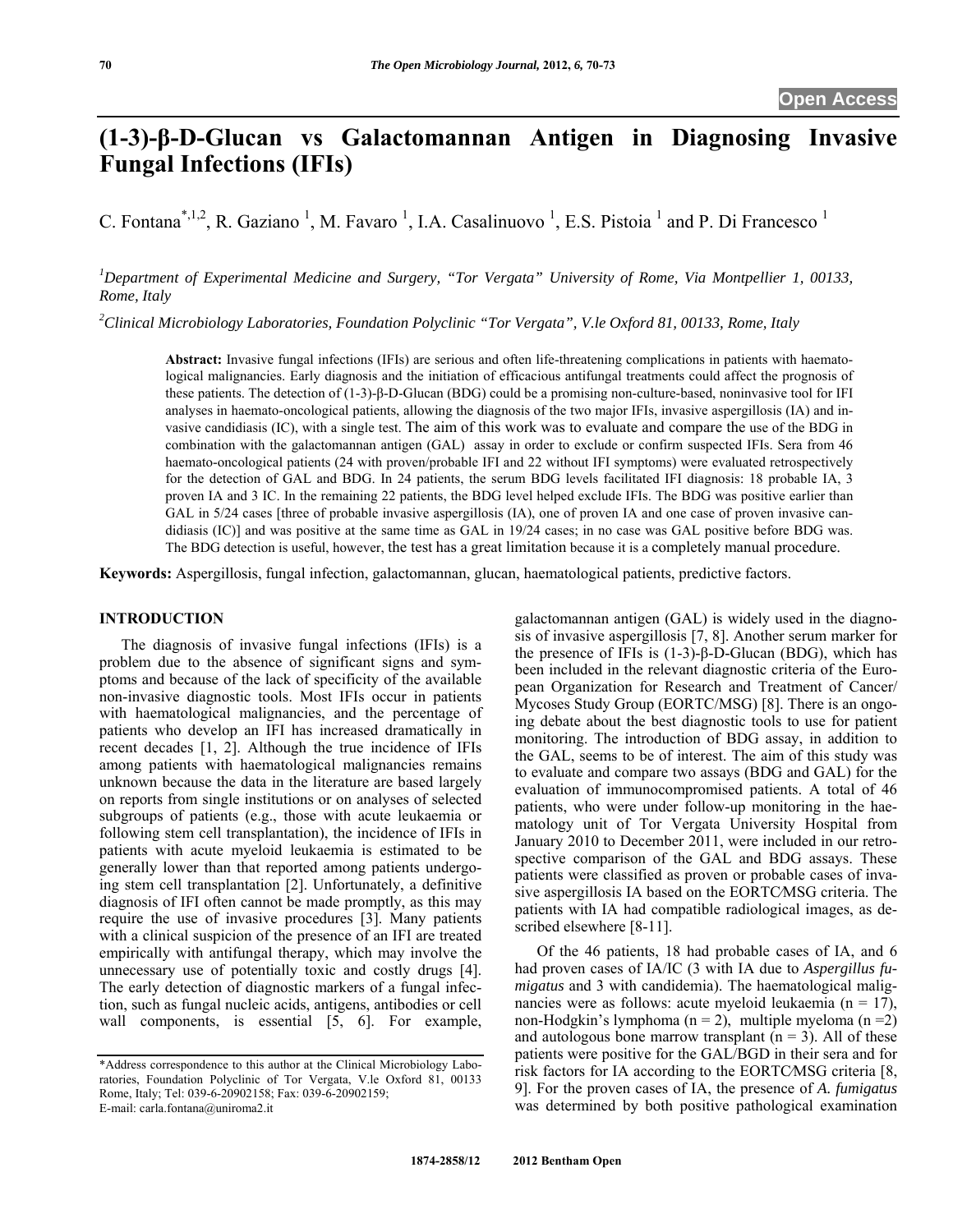# (1-3)-β-D-Glucan vs Galactomannan Antigen in Diagnosing Invasive Fungal Infections (IFIs)

C. Fontana[*,1,2], R. Gaziano [1], M. Favaro [1], I.A. Casalinuovo [1], E.S. Pistoia [1] and P. Di Francesco [1]

[1]*Department of Experimental Medicine and Surgery, "Tor Vergata" University of Rome, Via Montpellier 1, 00133, Rome, Italy*

[2]*Clinical Microbiology Laboratories, Foundation Polyclinic "Tor Vergata", V.le Oxford 81, 00133, Rome, Italy*

**Abstract:** Invasive fungal infections (IFIs) are serious and often life-threatening complications in patients with haematological malignancies. Early diagnosis and the initiation of efficacious antifungal treatments could affect the prognosis of these patients. The detection of (1-3)-β-D-Glucan (BDG) could be a promising non-culture-based, noninvasive tool for IFI analyses in haemato-oncological patients, allowing the diagnosis of the two major IFIs, invasive aspergillosis (IA) and invasive candidiasis (IC), with a single test. The aim of this work was to evaluate and compare the use of the BDG in combination with the galactomannan antigen (GAL) assay in order to exclude or confirm suspected IFIs. Sera from 46 haemato-oncological patients (24 with proven/probable IFI and 22 without IFI symptoms) were evaluated retrospectively for the detection of GAL and BDG. In 24 patients, the serum BDG levels facilitated IFI diagnosis: 18 probable IA, 3 proven IA and 3 IC. In the remaining 22 patients, the BDG level helped exclude IFIs. The BDG was positive earlier than GAL in 5/24 cases [three of probable invasive aspergillosis (IA), one of proven IA and one case of proven invasive candidiasis (IC)] and was positive at the same time as GAL in 19/24 cases; in no case was GAL positive before BDG was. The BDG detection is useful, however, the test has a great limitation because it is a completely manual procedure.

**Keywords:** Aspergillosis, fungal infection, galactomannan, glucan, haematological patients, predictive factors.

## INTRODUCTION

The diagnosis of invasive fungal infections (IFIs) is a problem due to the absence of significant signs and symptoms and because of the lack of specificity of the available non-invasive diagnostic tools. Most IFIs occur in patients with haematological malignancies, and the percentage of patients who develop an IFI has increased dramatically in recent decades [1, 2]. Although the true incidence of IFIs among patients with haematological malignancies remains unknown because the data in the literature are based largely on reports from single institutions or on analyses of selected subgroups of patients (e.g., those with acute leukaemia or following stem cell transplantation), the incidence of IFIs in patients with acute myeloid leukaemia is estimated to be generally lower than that reported among patients undergoing stem cell transplantation [2]. Unfortunately, a definitive diagnosis of IFI often cannot be made promptly, as this may require the use of invasive procedures [3]. Many patients with a clinical suspicion of the presence of an IFI are treated empirically with antifungal therapy, which may involve the unnecessary use of potentially toxic and costly drugs [4]. The early detection of diagnostic markers of a fungal infection, such as fungal nucleic acids, antigens, antibodies or cell wall components, is essential [5, 6]. For example, galactomannan antigen (GAL) is widely used in the diagnosis of invasive aspergillosis [7, 8]. Another serum marker for the presence of IFIs is (1-3)-β-D-Glucan (BDG), which has been included in the relevant diagnostic criteria of the European Organization for Research and Treatment of Cancer/Mycoses Study Group (EORTC/MSG) [8]. There is an ongoing debate about the best diagnostic tools to use for patient monitoring. The introduction of BDG assay, in addition to the GAL, seems to be of interest. The aim of this study was to evaluate and compare two assays (BDG and GAL) for the evaluation of immunocompromised patients. A total of 46 patients, who were under follow-up monitoring in the haematology unit of Tor Vergata University Hospital from January 2010 to December 2011, were included in our retrospective comparison of the GAL and BDG assays. These patients were classified as proven or probable cases of invasive aspergillosis IA based on the EORTC/MSG criteria. The patients with IA had compatible radiological images, as described elsewhere [8-11].

Of the 46 patients, 18 had probable cases of IA, and 6 had proven cases of IA/IC (3 with IA due to *Aspergillus fumigatus* and 3 with candidemia). The haematological malignancies were as follows: acute myeloid leukaemia (n = 17), non-Hodgkin's lymphoma (n = 2), multiple myeloma (n =2) and autologous bone marrow transplant (n = 3). All of these patients were positive for the GAL/BGD in their sera and for risk factors for IA according to the EORTC/MSG criteria [8, 9]. For the proven cases of IA, the presence of *A. fumigatus* was determined by both positive pathological examination

*Address correspondence to this author at the Clinical Microbiology Laboratories, Foundation Polyclinic of Tor Vergata, V.le Oxford 81, 00133 Rome, Italy; Tel: 039-6-20902158; Fax: 039-6-20902159; E-mail: carla.fontana@uniroma2.it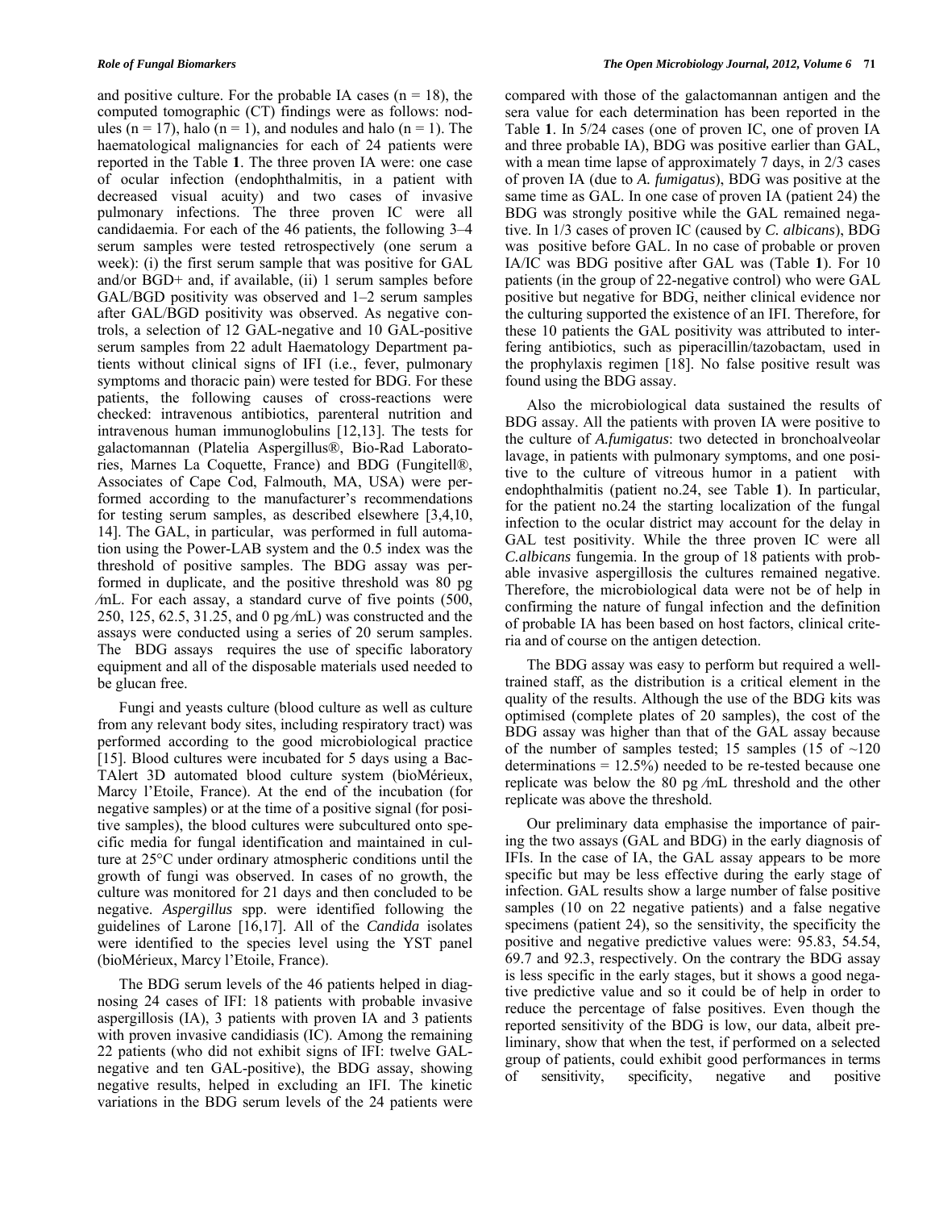and positive culture. For the probable IA cases (n = 18), the computed tomographic (CT) findings were as follows: nodules (n = 17), halo (n = 1), and nodules and halo (n = 1). The haematological malignancies for each of 24 patients were reported in the Table **1**. The three proven IA were: one case of ocular infection (endophthalmitis, in a patient with decreased visual acuity) and two cases of invasive pulmonary infections. The three proven IC were all candidaemia. For each of the 46 patients, the following 3–4 serum samples were tested retrospectively (one serum a week): (i) the first serum sample that was positive for GAL and/or BGD+ and, if available, (ii) 1 serum samples before GAL/BGD positivity was observed and 1–2 serum samples after GAL/BGD positivity was observed. As negative controls, a selection of 12 GAL-negative and 10 GAL-positive serum samples from 22 adult Haematology Department patients without clinical signs of IFI (i.e., fever, pulmonary symptoms and thoracic pain) were tested for BDG. For these patients, the following causes of cross-reactions were checked: intravenous antibiotics, parenteral nutrition and intravenous human immunoglobulins [12,13]. The tests for galactomannan (Platelia Aspergillus®, Bio-Rad Laboratories, Marnes La Coquette, France) and BDG (Fungitell®, Associates of Cape Cod, Falmouth, MA, USA) were performed according to the manufacturer's recommendations for testing serum samples, as described elsewhere [3,4,10, 14]. The GAL, in particular, was performed in full automation using the Power-LAB system and the 0.5 index was the threshold of positive samples. The BDG assay was performed in duplicate, and the positive threshold was 80 pg ⁄mL. For each assay, a standard curve of five points (500, 250, 125, 62.5, 31.25, and 0 pg ⁄mL) was constructed and the assays were conducted using a series of 20 serum samples. The BDG assays requires the use of specific laboratory equipment and all of the disposable materials used needed to be glucan free.

Fungi and yeasts culture (blood culture as well as culture from any relevant body sites, including respiratory tract) was performed according to the good microbiological practice [15]. Blood cultures were incubated for 5 days using a BacTAlert 3D automated blood culture system (bioMérieux, Marcy l'Etoile, France). At the end of the incubation (for negative samples) or at the time of a positive signal (for positive samples), the blood cultures were subcultured onto specific media for fungal identification and maintained in culture at 25°C under ordinary atmospheric conditions until the growth of fungi was observed. In cases of no growth, the culture was monitored for 21 days and then concluded to be negative. *Aspergillus* spp. were identified following the guidelines of Larone [16,17]. All of the *Candida* isolates were identified to the species level using the YST panel (bioMérieux, Marcy l'Etoile, France).

The BDG serum levels of the 46 patients helped in diagnosing 24 cases of IFI: 18 patients with probable invasive aspergillosis (IA), 3 patients with proven IA and 3 patients with proven invasive candidiasis (IC). Among the remaining 22 patients (who did not exhibit signs of IFI: twelve GAL-negative and ten GAL-positive), the BDG assay, showing negative results, helped in excluding an IFI. The kinetic variations in the BDG serum levels of the 24 patients were compared with those of the galactomannan antigen and the sera value for each determination has been reported in the Table **1**. In 5/24 cases (one of proven IC, one of proven IA and three probable IA), BDG was positive earlier than GAL, with a mean time lapse of approximately 7 days, in 2/3 cases of proven IA (due to *A. fumigatus*), BDG was positive at the same time as GAL. In one case of proven IA (patient 24) the BDG was strongly positive while the GAL remained negative. In 1/3 cases of proven IC (caused by *C. albicans*), BDG was positive before GAL. In no case of probable or proven IA/IC was BDG positive after GAL was (Table **1**). For 10 patients (in the group of 22-negative control) who were GAL positive but negative for BDG, neither clinical evidence nor the culturing supported the existence of an IFI. Therefore, for these 10 patients the GAL positivity was attributed to interfering antibiotics, such as piperacillin/tazobactam, used in the prophylaxis regimen [18]. No false positive result was found using the BDG assay.

Also the microbiological data sustained the results of BDG assay. All the patients with proven IA were positive to the culture of *A.fumigatus*: two detected in bronchoalveolar lavage, in patients with pulmonary symptoms, and one positive to the culture of vitreous humor in a patient with endophthalmitis (patient no.24, see Table **1**). In particular, for the patient no.24 the starting localization of the fungal infection to the ocular district may account for the delay in GAL test positivity. While the three proven IC were all *C.albicans* fungemia. In the group of 18 patients with probable invasive aspergillosis the cultures remained negative. Therefore, the microbiological data were not be of help in confirming the nature of fungal infection and the definition of probable IA has been based on host factors, clinical criteria and of course on the antigen detection.

The BDG assay was easy to perform but required a well-trained staff, as the distribution is a critical element in the quality of the results. Although the use of the BDG kits was optimised (complete plates of 20 samples), the cost of the BDG assay was higher than that of the GAL assay because of the number of samples tested; 15 samples (15 of ~120 determinations = 12.5%) needed to be re-tested because one replicate was below the 80 pg ⁄mL threshold and the other replicate was above the threshold.

Our preliminary data emphasise the importance of pairing the two assays (GAL and BDG) in the early diagnosis of IFIs. In the case of IA, the GAL assay appears to be more specific but may be less effective during the early stage of infection. GAL results show a large number of false positive samples (10 on 22 negative patients) and a false negative specimens (patient 24), so the sensitivity, the specificity the positive and negative predictive values were: 95.83, 54.54, 69.7 and 92.3, respectively. On the contrary the BDG assay is less specific in the early stages, but it shows a good negative predictive value and so it could be of help in order to reduce the percentage of false positives. Even though the reported sensitivity of the BDG is low, our data, albeit preliminary, show that when the test, if performed on a selected group of patients, could exhibit good performances in terms of sensitivity, specificity, negative and positive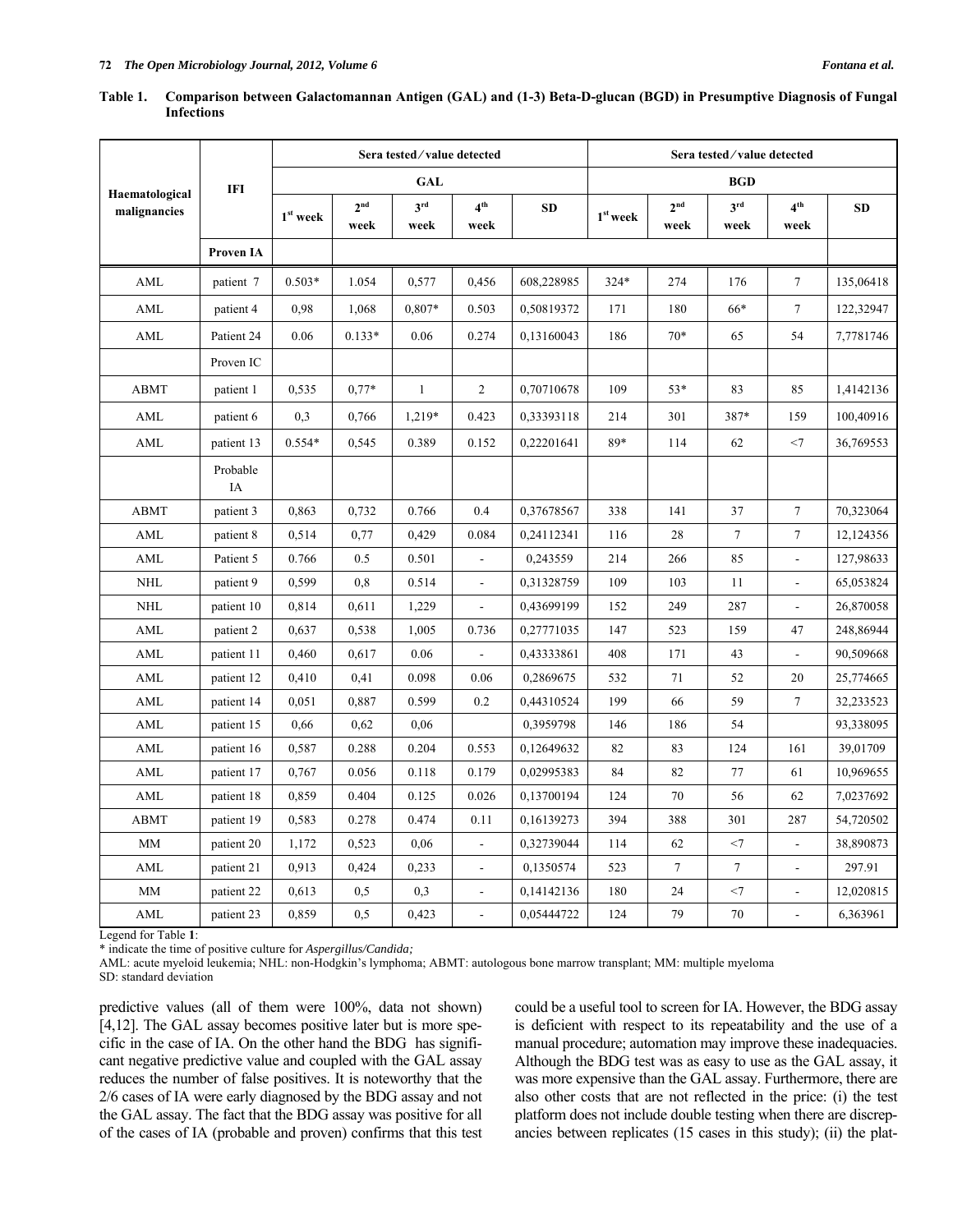**Table 1. Comparison between Galactomannan Antigen (GAL) and (1-3) Beta-D-glucan (BGD) in Presumptive Diagnosis of Fungal Infections**

| Haematological malignancies | IFI | Sera tested / value detected | | | | | Sera tested / value detected | | | | |
|---|---|---|---|---|---|---|---|---|---|---|---|
| | | GAL | | | | | BGD | | | | |
| | | 1st week | 2nd week | 3rd week | 4th week | SD | 1st week | 2nd week | 3rd week | 4th week | SD |
| | Proven IA | | | | | | | | | | |
| AML | patient 7 | 0.503* | 1.054 | 0,577 | 0,456 | 608,228985 | 324* | 274 | 176 | 7 | 135,06418 |
| AML | patient 4 | 0,98 | 1,068 | 0,807* | 0.503 | 0,50819372 | 171 | 180 | 66* | 7 | 122,32947 |
| AML | Patient 24 | 0.06 | 0.133* | 0.06 | 0.274 | 0,13160043 | 186 | 70* | 65 | 54 | 7,7781746 |
| | Proven IC | | | | | | | | | | |
| ABMT | patient 1 | 0,535 | 0,77* | 1 | 2 | 0,70710678 | 109 | 53* | 83 | 85 | 1,4142136 |
| AML | patient 6 | 0,3 | 0,766 | 1,219* | 0.423 | 0,33393118 | 214 | 301 | 387* | 159 | 100,40916 |
| AML | patient 13 | 0.554* | 0,545 | 0.389 | 0.152 | 0,22201641 | 89* | 114 | 62 | <7 | 36,769553 |
| | Probable IA | | | | | | | | | | |
| ABMT | patient 3 | 0,863 | 0,732 | 0.766 | 0.4 | 0,37678567 | 338 | 141 | 37 | 7 | 70,323064 |
| AML | patient 8 | 0,514 | 0,77 | 0,429 | 0.084 | 0,24112341 | 116 | 28 | 7 | 7 | 12,124356 |
| AML | Patient 5 | 0.766 | 0.5 | 0.501 | - | 0,243559 | 214 | 266 | 85 | - | 127,98633 |
| NHL | patient 9 | 0,599 | 0,8 | 0.514 | - | 0,31328759 | 109 | 103 | 11 | - | 65,053824 |
| NHL | patient 10 | 0,814 | 0,611 | 1,229 | - | 0,43699199 | 152 | 249 | 287 | - | 26,870058 |
| AML | patient 2 | 0,637 | 0,538 | 1,005 | 0.736 | 0,27771035 | 147 | 523 | 159 | 47 | 248,86944 |
| AML | patient 11 | 0,460 | 0,617 | 0.06 | - | 0,43333861 | 408 | 171 | 43 | - | 90,509668 |
| AML | patient 12 | 0,410 | 0,41 | 0.098 | 0.06 | 0,2869675 | 532 | 71 | 52 | 20 | 25,774665 |
| AML | patient 14 | 0,051 | 0,887 | 0.599 | 0.2 | 0,44310524 | 199 | 66 | 59 | 7 | 32,233523 |
| AML | patient 15 | 0,66 | 0,62 | 0,06 | | 0,3959798 | 146 | 186 | 54 | | 93,338095 |
| AML | patient 16 | 0,587 | 0.288 | 0.204 | 0.553 | 0,12649632 | 82 | 83 | 124 | 161 | 39,01709 |
| AML | patient 17 | 0,767 | 0.056 | 0.118 | 0.179 | 0,02995383 | 84 | 82 | 77 | 61 | 10,969655 |
| AML | patient 18 | 0,859 | 0.404 | 0.125 | 0.026 | 0,13700194 | 124 | 70 | 56 | 62 | 7,0237692 |
| ABMT | patient 19 | 0,583 | 0.278 | 0.474 | 0.11 | 0,16139273 | 394 | 388 | 301 | 287 | 54,720502 |
| MM | patient 20 | 1,172 | 0,523 | 0,06 | - | 0,32739044 | 114 | 62 | <7 | - | 38,890873 |
| AML | patient 21 | 0,913 | 0,424 | 0,233 | - | 0,1350574 | 523 | 7 | 7 | - | 297.91 |
| MM | patient 22 | 0,613 | 0,5 | 0,3 | - | 0,14142136 | 180 | 24 | <7 | - | 12,020815 |
| AML | patient 23 | 0,859 | 0,5 | 0,423 | - | 0,05444722 | 124 | 79 | 70 | - | 6,363961 |

Legend for Table **1**:
* indicate the time of positive culture for *Aspergillus/Candida;*
AML: acute myeloid leukemia; NHL: non-Hodgkin's lymphoma; ABMT: autologous bone marrow transplant; MM: multiple myeloma
SD: standard deviation

predictive values (all of them were 100%, data not shown) [4,12]. The GAL assay becomes positive later but is more specific in the case of IA. On the other hand the BDG has significant negative predictive value and coupled with the GAL assay reduces the number of false positives. It is noteworthy that the 2/6 cases of IA were early diagnosed by the BDG assay and not the GAL assay. The fact that the BDG assay was positive for all of the cases of IA (probable and proven) confirms that this test could be a useful tool to screen for IA. However, the BDG assay is deficient with respect to its repeatability and the use of a manual procedure; automation may improve these inadequacies. Although the BDG test was as easy to use as the GAL assay, it was more expensive than the GAL assay. Furthermore, there are also other costs that are not reflected in the price: (i) the test platform does not include double testing when there are discrepancies between replicates (15 cases in this study); (ii) the plat-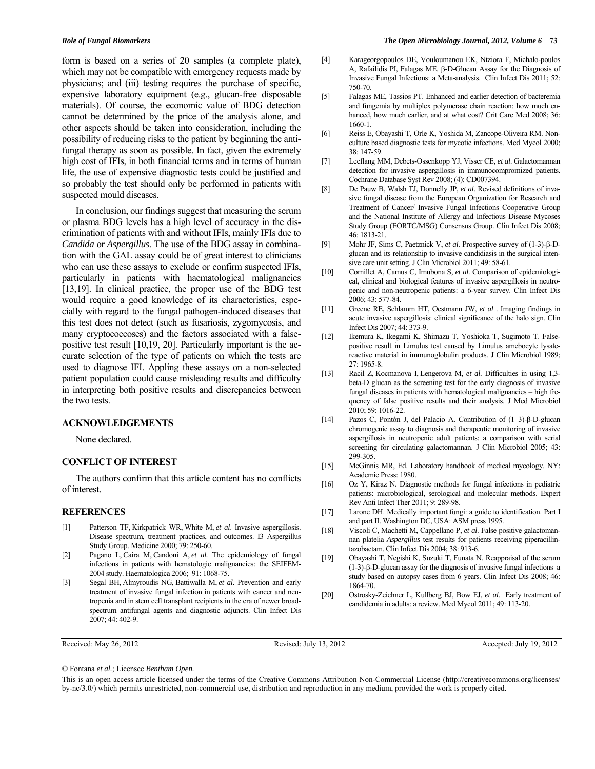form is based on a series of 20 samples (a complete plate), which may not be compatible with emergency requests made by physicians; and (iii) testing requires the purchase of specific, expensive laboratory equipment (e.g., glucan-free disposable materials). Of course, the economic value of BDG detection cannot be determined by the price of the analysis alone, and other aspects should be taken into consideration, including the possibility of reducing risks to the patient by beginning the antifungal therapy as soon as possible. In fact, given the extremely high cost of IFIs, in both financial terms and in terms of human life, the use of expensive diagnostic tests could be justified and so probably the test should only be performed in patients with suspected mould diseases.

In conclusion, our findings suggest that measuring the serum or plasma BDG levels has a high level of accuracy in the discrimination of patients with and without IFIs, mainly IFIs due to *Candida* or *Aspergillus*. The use of the BDG assay in combination with the GAL assay could be of great interest to clinicians who can use these assays to exclude or confirm suspected IFIs, particularly in patients with haematological malignancies [13,19]. In clinical practice, the proper use of the BDG test would require a good knowledge of its characteristics, especially with regard to the fungal pathogen-induced diseases that this test does not detect (such as fusariosis, zygomycosis, and many cryptococcoses) and the factors associated with a false-positive test result [10,19, 20]. Particularly important is the accurate selection of the type of patients on which the tests are used to diagnose IFI. Appling these assays on a non-selected patient population could cause misleading results and difficulty in interpreting both positive results and discrepancies between the two tests.

## ACKNOWLEDGEMENTS

None declared.

## CONFLICT OF INTEREST

The authors confirm that this article content has no conflicts of interest.

## REFERENCES

[1] Patterson TF, Kirkpatrick WR, White M, *et al*. Invasive aspergillosis. Disease spectrum, treatment practices, and outcomes. I3 Aspergillus Study Group. Medicine 2000; 79: 250-60.

[2] Pagano L, Caira M, Candoni A, *et al.* The epidemiology of fungal infections in patients with hematologic malignancies: the SEIFEM-2004 study. Haematologica 2006; 91: 1068-75.

[3] Segal BH, Almyroudis NG, Battiwalla M, *et al.* Prevention and early treatment of invasive fungal infection in patients with cancer and neutropenia and in stem cell transplant recipients in the era of newer broad-spectrum antifungal agents and diagnostic adjuncts. Clin Infect Dis 2007; 44: 402-9.

[4] Karageorgopoulos DE, Vouloumanou EK, Ntziora F, Michalo-poulos A, Rafailidis PI, Falagas ME. β-D-Glucan Assay for the Diagnosis of Invasive Fungal Infections: a Meta-analysis. Clin Infect Dis 2011; 52: 750-70.

[5] Falagas ME, Tassios PT. Enhanced and earlier detection of bacteremia and fungemia by multiplex polymerase chain reaction: how much enhanced, how much earlier, and at what cost? Crit Care Med 2008; 36: 1660-1.

[6] Reiss E, Obayashi T, Orle K, Yoshida M, Zancope-Oliveira RM. Non-culture based diagnostic tests for mycotic infections. Med Mycol 2000; 38: 147-59.

[7] Leeflang MM, Debets-Ossenkopp YJ, Visser CE, *et al*. Galactomannan detection for invasive aspergillosis in immunocompromized patients. Cochrane Database Syst Rev 2008; (4): CD007394.

[8] De Pauw B, Walsh TJ, Donnelly JP, *et al*. Revised definitions of invasive fungal disease from the European Organization for Research and Treatment of Cancer/ Invasive Fungal Infections Cooperative Group and the National Institute of Allergy and Infectious Disease Mycoses Study Group (EORTC/MSG) Consensus Group. Clin Infect Dis 2008; 46: 1813-21.

[9] Mohr JF, Sims C, Paetznick V, *et al.* Prospective survey of (1-3)-β-D-glucan and its relationship to invasive candidiasis in the surgical intensive care unit setting. J Clin Microbiol 2011; 49: 58-61.

[10] Cornillet A, Camus C, Imubona S, *et al*. Comparison of epidemiological, clinical and biological features of invasive aspergillosis in neutropenic and non-neutropenic patients: a 6-year survey. Clin Infect Dis 2006; 43: 577-84.

[11] Greene RE, Schlamm HT, Oestmann JW, *et al* . Imaging findings in acute invasive aspergillosis: clinical significance of the halo sign. Clin Infect Dis 2007; 44: 373-9.

[12] Ikemura K, Ikegami K, Shimazu T, Yoshioka T, Sugimoto T. False-positive result in Limulus test caused by Limulus amebocyte lysate-reactive material in immunoglobulin products. J Clin Microbiol 1989; 27: 1965-8.

[13] Racil Z, Kocmanova I, Lengerova M, *et al.* Difficulties in using 1,3-beta-D glucan as the screening test for the early diagnosis of invasive fungal diseases in patients with hematological malignancies – high frequency of false positive results and their analysis. J Med Microbiol 2010; 59: 1016-22.

[14] Pazos C, Pontón J, del Palacio A. Contribution of (1–3)-β-D-glucan chromogenic assay to diagnosis and therapeutic monitoring of invasive aspergillosis in neutropenic adult patients: a comparison with serial screening for circulating galactomannan. J Clin Microbiol 2005; 43: 299-305.

[15] McGinnis MR, Ed. Laboratory handbook of medical mycology. NY: Academic Press: 1980.

[16] Oz Y, Kiraz N. Diagnostic methods for fungal infections in pediatric patients: microbiological, serological and molecular methods. Expert Rev Anti Infect Ther 2011; 9: 289-98.

[17] Larone DH. Medically important fungi: a guide to identification. Part I and part II. Washington DC, USA: ASM press 1995.

[18] Viscoli C, Machetti M, Cappellano P, *et al*. False positive galactomannan platelia *Aspergillus* test results for patients receiving piperacillin-tazobactam. Clin Infect Dis 2004; 38: 913-6.

[19] Obayashi T, Negishi K, Suzuki T, Funata N. Reappraisal of the serum (1-3)-β-D-glucan assay for the diagnosis of invasive fungal infections a study based on autopsy cases from 6 years. Clin Infect Dis 2008; 46: 1864-70.

[20] Ostrosky-Zeichner L, Kullberg BJ, Bow EJ, *et al*. Early treatment of candidemia in adults: a review. Med Mycol 2011; 49: 113-20.

Received: May 26, 2012 Revised: July 13, 2012 Accepted: July 19, 2012

© Fontana *et al.*; Licensee *Bentham Open.*

This is an open access article licensed under the terms of the Creative Commons Attribution Non-Commercial License (http://creativecommons.org/licenses/by-nc/3.0/) which permits unrestricted, non-commercial use, distribution and reproduction in any medium, provided the work is properly cited.